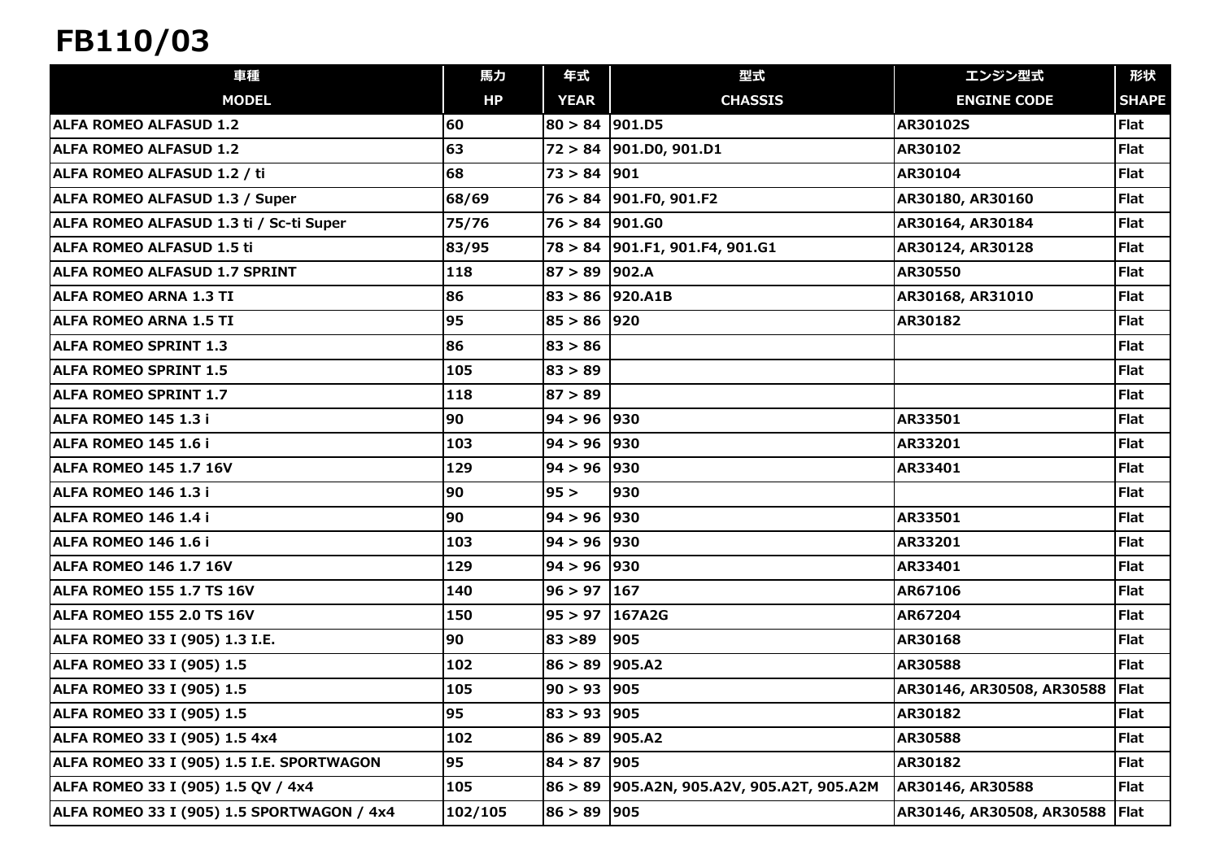# FB110/03

| 車種<br>MODEL | 馬力<br>HP | 年式<br>YEAR | 型式<br>CHASSIS | エンジン型式<br>ENGINE CODE | 形状<br>SHAPE |
|---|---|---|---|---|---|
| ALFA ROMEO ALFASUD 1.2 | 60 | 80 > 84 | 901.D5 | AR30102S | Flat |
| ALFA ROMEO ALFASUD 1.2 | 63 | 72 > 84 | 901.D0, 901.D1 | AR30102 | Flat |
| ALFA ROMEO ALFASUD 1.2 / ti | 68 | 73 > 84 | 901 | AR30104 | Flat |
| ALFA ROMEO ALFASUD 1.3 / Super | 68/69 | 76 > 84 | 901.F0, 901.F2 | AR30180, AR30160 | Flat |
| ALFA ROMEO ALFASUD 1.3 ti / Sc-ti Super | 75/76 | 76 > 84 | 901.G0 | AR30164, AR30184 | Flat |
| ALFA ROMEO ALFASUD 1.5 ti | 83/95 | 78 > 84 | 901.F1, 901.F4, 901.G1 | AR30124, AR30128 | Flat |
| ALFA ROMEO ALFASUD 1.7 SPRINT | 118 | 87 > 89 | 902.A | AR30550 | Flat |
| ALFA ROMEO ARNA 1.3 TI | 86 | 83 > 86 | 920.A1B | AR30168, AR31010 | Flat |
| ALFA ROMEO ARNA 1.5 TI | 95 | 85 > 86 | 920 | AR30182 | Flat |
| ALFA ROMEO SPRINT 1.3 | 86 | 83 > 86 | | | Flat |
| ALFA ROMEO SPRINT 1.5 | 105 | 83 > 89 | | | Flat |
| ALFA ROMEO SPRINT 1.7 | 118 | 87 > 89 | | | Flat |
| ALFA ROMEO 145 1.3 i | 90 | 94 > 96 | 930 | AR33501 | Flat |
| ALFA ROMEO 145 1.6 i | 103 | 94 > 96 | 930 | AR33201 | Flat |
| ALFA ROMEO 145 1.7 16V | 129 | 94 > 96 | 930 | AR33401 | Flat |
| ALFA ROMEO 146 1.3 i | 90 | 95 > | 930 | | Flat |
| ALFA ROMEO 146 1.4 i | 90 | 94 > 96 | 930 | AR33501 | Flat |
| ALFA ROMEO 146 1.6 i | 103 | 94 > 96 | 930 | AR33201 | Flat |
| ALFA ROMEO 146 1.7 16V | 129 | 94 > 96 | 930 | AR33401 | Flat |
| ALFA ROMEO 155 1.7 TS 16V | 140 | 96 > 97 | 167 | AR67106 | Flat |
| ALFA ROMEO 155 2.0 TS 16V | 150 | 95 > 97 | 167A2G | AR67204 | Flat |
| ALFA ROMEO 33 I (905) 1.3 I.E. | 90 | 83 >89 | 905 | AR30168 | Flat |
| ALFA ROMEO 33 I (905) 1.5 | 102 | 86 > 89 | 905.A2 | AR30588 | Flat |
| ALFA ROMEO 33 I (905) 1.5 | 105 | 90 > 93 | 905 | AR30146, AR30508, AR30588 | Flat |
| ALFA ROMEO 33 I (905) 1.5 | 95 | 83 > 93 | 905 | AR30182 | Flat |
| ALFA ROMEO 33 I (905) 1.5 4x4 | 102 | 86 > 89 | 905.A2 | AR30588 | Flat |
| ALFA ROMEO 33 I (905) 1.5 I.E. SPORTWAGON | 95 | 84 > 87 | 905 | AR30182 | Flat |
| ALFA ROMEO 33 I (905) 1.5 QV / 4x4 | 105 | 86 > 89 | 905.A2N, 905.A2V, 905.A2T, 905.A2M | AR30146, AR30588 | Flat |
| ALFA ROMEO 33 I (905) 1.5 SPORTWAGON / 4x4 | 102/105 | 86 > 89 | 905 | AR30146, AR30508, AR30588 | Flat |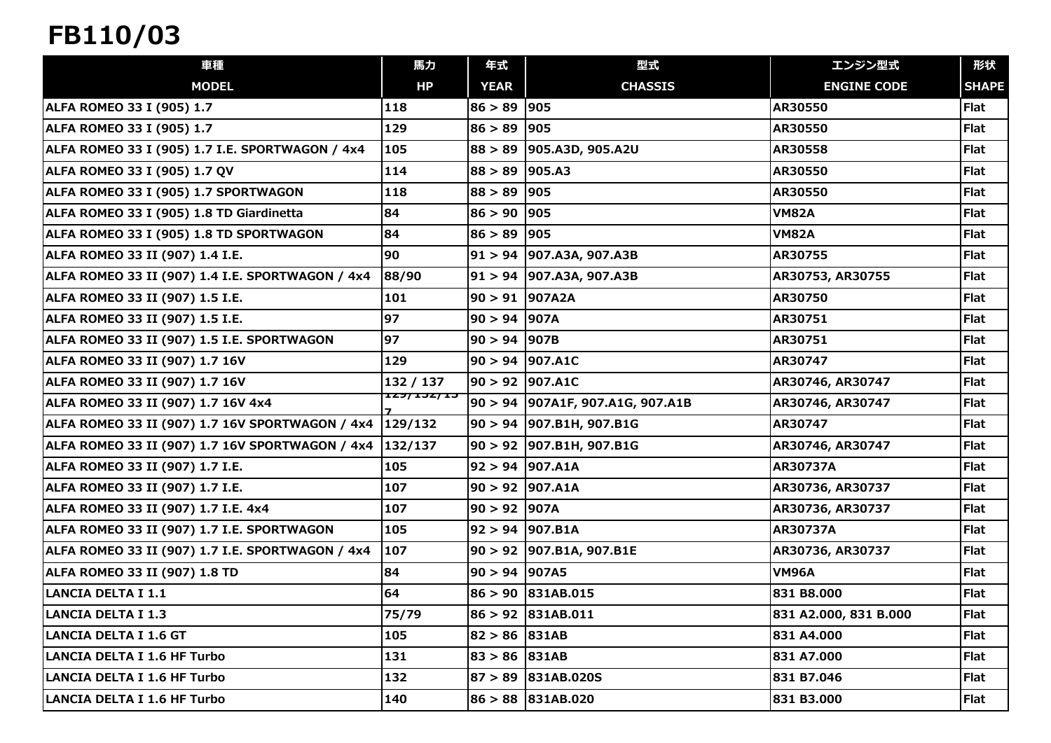# FB110/03

| 車種 | 馬力 | 年式 | 型式 | エンジン型式 | 形状 |
|---|---|---|---|---|---|
| **MODEL** | **HP** | **YEAR** | **CHASSIS** | **ENGINE CODE** | **SHAPE** |
| ALFA ROMEO 33 I (905) 1.7 | 118 | 86 > 89 | 905 | AR30550 | Flat |
| ALFA ROMEO 33 I (905) 1.7 | 129 | 86 > 89 | 905 | AR30550 | Flat |
| ALFA ROMEO 33 I (905) 1.7 I.E. SPORTWAGON / 4x4 | 105 | 88 > 89 | 905.A3D, 905.A2U | AR30558 | Flat |
| ALFA ROMEO 33 I (905) 1.7 QV | 114 | 88 > 89 | 905.A3 | AR30550 | Flat |
| ALFA ROMEO 33 I (905) 1.7 SPORTWAGON | 118 | 88 > 89 | 905 | AR30550 | Flat |
| ALFA ROMEO 33 I (905) 1.8 TD Giardinetta | 84 | 86 > 90 | 905 | VM82A | Flat |
| ALFA ROMEO 33 I (905) 1.8 TD SPORTWAGON | 84 | 86 > 89 | 905 | VM82A | Flat |
| ALFA ROMEO 33 II (907) 1.4 I.E. | 90 | 91 > 94 | 907.A3A, 907.A3B | AR30755 | Flat |
| ALFA ROMEO 33 II (907) 1.4 I.E. SPORTWAGON / 4x4 | 88/90 | 91 > 94 | 907.A3A, 907.A3B | AR30753, AR30755 | Flat |
| ALFA ROMEO 33 II (907) 1.5 I.E. | 101 | 90 > 91 | 907A2A | AR30750 | Flat |
| ALFA ROMEO 33 II (907) 1.5 I.E. | 97 | 90 > 94 | 907A | AR30751 | Flat |
| ALFA ROMEO 33 II (907) 1.5 I.E. SPORTWAGON | 97 | 90 > 94 | 907B | AR30751 | Flat |
| ALFA ROMEO 33 II (907) 1.7 16V | 129 | 90 > 94 | 907.A1C | AR30747 | Flat |
| ALFA ROMEO 33 II (907) 1.7 16V | 132 / 137 | 90 > 92 | 907.A1C | AR30746, AR30747 | Flat |
| ALFA ROMEO 33 II (907) 1.7 16V 4x4 | 129/132/137 | 90 > 94 | 907A1F, 907.A1G, 907.A1B | AR30746, AR30747 | Flat |
| ALFA ROMEO 33 II (907) 1.7 16V SPORTWAGON / 4x4 | 129/132 | 90 > 94 | 907.B1H, 907.B1G | AR30747 | Flat |
| ALFA ROMEO 33 II (907) 1.7 16V SPORTWAGON / 4x4 | 132/137 | 90 > 92 | 907.B1H, 907.B1G | AR30746, AR30747 | Flat |
| ALFA ROMEO 33 II (907) 1.7 I.E. | 105 | 92 > 94 | 907.A1A | AR30737A | Flat |
| ALFA ROMEO 33 II (907) 1.7 I.E. | 107 | 90 > 92 | 907.A1A | AR30736, AR30737 | Flat |
| ALFA ROMEO 33 II (907) 1.7 I.E. 4x4 | 107 | 90 > 92 | 907A | AR30736, AR30737 | Flat |
| ALFA ROMEO 33 II (907) 1.7 I.E. SPORTWAGON | 105 | 92 > 94 | 907.B1A | AR30737A | Flat |
| ALFA ROMEO 33 II (907) 1.7 I.E. SPORTWAGON / 4x4 | 107 | 90 > 92 | 907.B1A, 907.B1E | AR30736, AR30737 | Flat |
| ALFA ROMEO 33 II (907) 1.8 TD | 84 | 90 > 94 | 907A5 | VM96A | Flat |
| LANCIA DELTA I 1.1 | 64 | 86 > 90 | 831AB.015 | 831 B8.000 | Flat |
| LANCIA DELTA I 1.3 | 75/79 | 86 > 92 | 831AB.011 | 831 A2.000, 831 B.000 | Flat |
| LANCIA DELTA I 1.6 GT | 105 | 82 > 86 | 831AB | 831 A4.000 | Flat |
| LANCIA DELTA I 1.6 HF Turbo | 131 | 83 > 86 | 831AB | 831 A7.000 | Flat |
| LANCIA DELTA I 1.6 HF Turbo | 132 | 87 > 89 | 831AB.020S | 831 B7.046 | Flat |
| LANCIA DELTA I 1.6 HF Turbo | 140 | 86 > 88 | 831AB.020 | 831 B3.000 | Flat |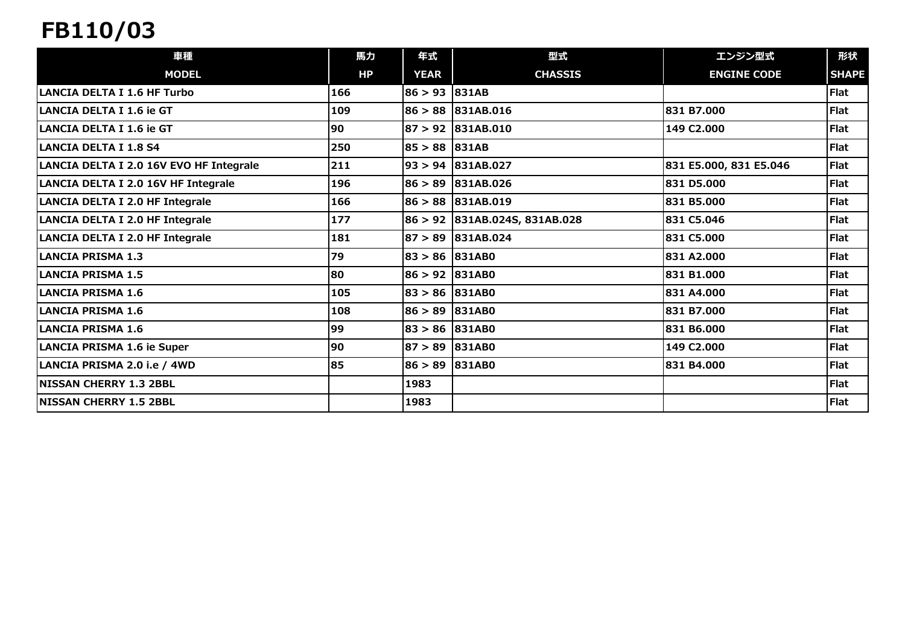# FB110/03

| 車種<br>MODEL | 馬力<br>HP | 年式<br>YEAR | 型式<br>CHASSIS | エンジン型式<br>ENGINE CODE | 形状<br>SHAPE |
|---|---|---|---|---|---|
| LANCIA DELTA I 1.6 HF Turbo | 166 | 86 > 93 | 831AB | | Flat |
| LANCIA DELTA I 1.6 ie GT | 109 | 86 > 88 | 831AB.016 | 831 B7.000 | Flat |
| LANCIA DELTA I 1.6 ie GT | 90 | 87 > 92 | 831AB.010 | 149 C2.000 | Flat |
| LANCIA DELTA I 1.8 S4 | 250 | 85 > 88 | 831AB | | Flat |
| LANCIA DELTA I 2.0 16V EVO HF Integrale | 211 | 93 > 94 | 831AB.027 | 831 E5.000, 831 E5.046 | Flat |
| LANCIA DELTA I 2.0 16V HF Integrale | 196 | 86 > 89 | 831AB.026 | 831 D5.000 | Flat |
| LANCIA DELTA I 2.0 HF Integrale | 166 | 86 > 88 | 831AB.019 | 831 B5.000 | Flat |
| LANCIA DELTA I 2.0 HF Integrale | 177 | 86 > 92 | 831AB.024S, 831AB.028 | 831 C5.046 | Flat |
| LANCIA DELTA I 2.0 HF Integrale | 181 | 87 > 89 | 831AB.024 | 831 C5.000 | Flat |
| LANCIA PRISMA 1.3 | 79 | 83 > 86 | 831AB0 | 831 A2.000 | Flat |
| LANCIA PRISMA 1.5 | 80 | 86 > 92 | 831AB0 | 831 B1.000 | Flat |
| LANCIA PRISMA 1.6 | 105 | 83 > 86 | 831AB0 | 831 A4.000 | Flat |
| LANCIA PRISMA 1.6 | 108 | 86 > 89 | 831AB0 | 831 B7.000 | Flat |
| LANCIA PRISMA 1.6 | 99 | 83 > 86 | 831AB0 | 831 B6.000 | Flat |
| LANCIA PRISMA 1.6 ie Super | 90 | 87 > 89 | 831AB0 | 149 C2.000 | Flat |
| LANCIA PRISMA 2.0 i.e / 4WD | 85 | 86 > 89 | 831AB0 | 831 B4.000 | Flat |
| NISSAN CHERRY 1.3 2BBL | | 1983 | | | Flat |
| NISSAN CHERRY 1.5 2BBL | | 1983 | | | Flat |